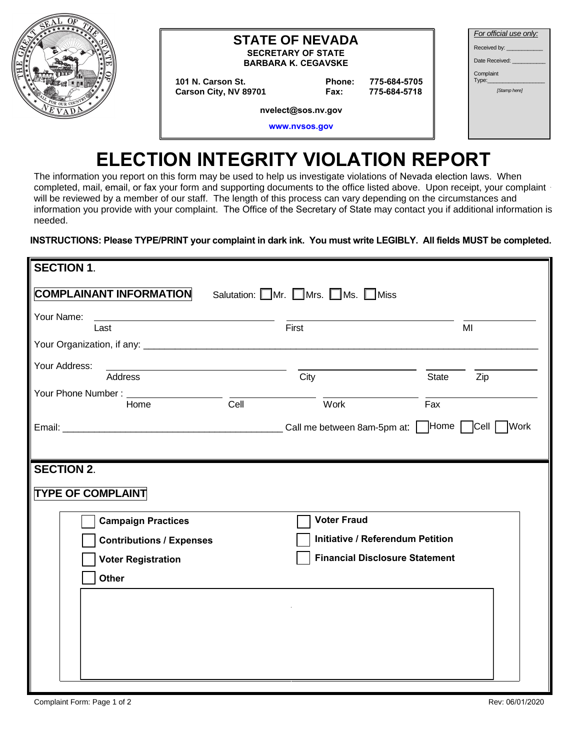**STATE OF NEVADA**
**SECRETARY OF STATE**
**BARBARA K. CEGAVSKE**

**101 N. Carson St.**
**Carson City, NV 89701**

**Phone: 775-684-5705**
**Fax: 775-684-5718**

**nvelect@sos.nv.gov**

**www.nvsos.gov**

*For official use only:*

Received by: ___________

Date Received: ___________

Complaint Type: ___________

*[Stamp here]*

# ELECTION INTEGRITY VIOLATION REPORT

The information you report on this form may be used to help us investigate violations of Nevada election laws. When completed, mail, email, or fax your form and supporting documents to the office listed above. Upon receipt, your complaint will be reviewed by a member of our staff. The length of this process can vary depending on the circumstances and information you provide with your complaint. The Office of the Secretary of State may contact you if additional information is needed.

**INSTRUCTIONS: Please TYPE/PRINT your complaint in dark ink. You must write LEGIBLY. All fields MUST be completed.**

## SECTION 1.

**COMPLAINANT INFORMATION** Salutation: ☐ Mr. ☐ Mrs. ☐ Ms. ☐ Miss

Your Name: ___________ (Last) ___________ (First) ___________ (MI)

Your Organization, if any: ___________________________________________

Your Address: ___________ (Address) ___________ (City) ___________ (State) ___________ (Zip)

Your Phone Number : ___________ (Home) ___________ (Cell) ___________ (Work) ___________ (Fax)

Email: ___________________________ Call me between 8am-5pm at: ☐ Home ☐ Cell ☐ Work

## SECTION 2.

**TYPE OF COMPLAINT**

☐ **Campaign Practices**

☐ **Contributions / Expenses**

☐ **Voter Registration**

☐ **Other**

☐ **Voter Fraud**

☐ **Initiative / Referendum Petition**

☐ **Financial Disclosure Statement**

Complaint Form: Page 1 of 2

Rev: 06/01/2020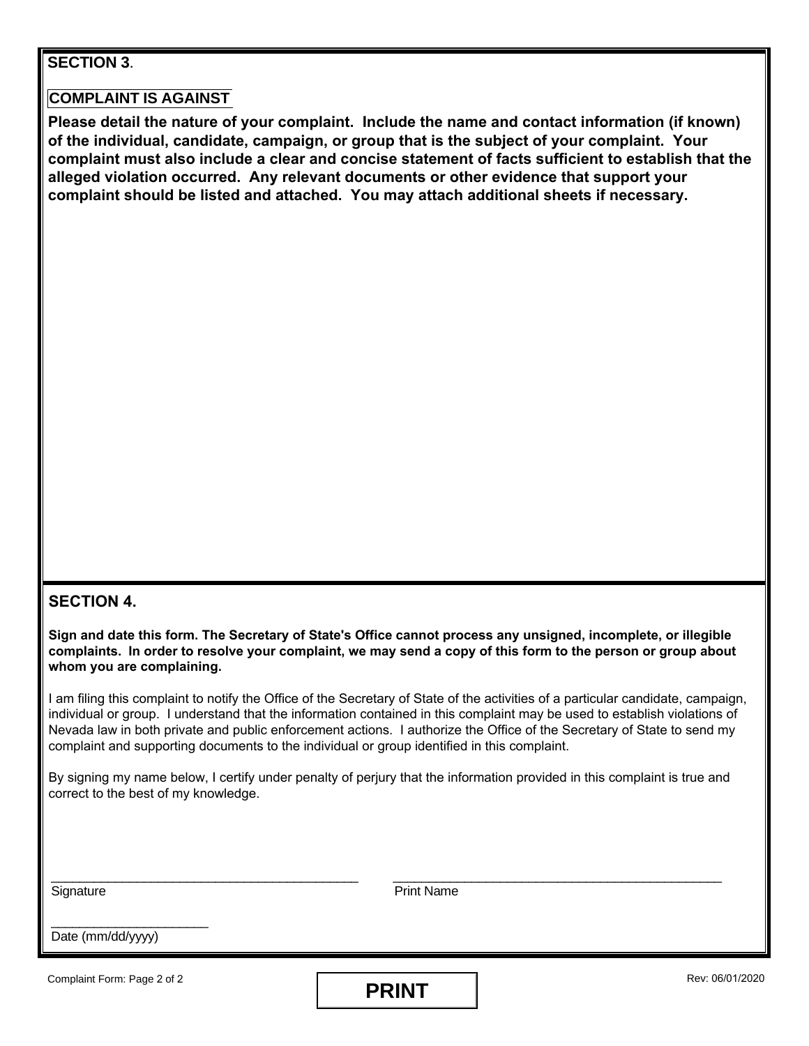## SECTION 3.

**COMPLAINT IS AGAINST**

**Please detail the nature of your complaint. Include the name and contact information (if known) of the individual, candidate, campaign, or group that is the subject of your complaint. Your complaint must also include a clear and concise statement of facts sufficient to establish that the alleged violation occurred. Any relevant documents or other evidence that support your complaint should be listed and attached. You may attach additional sheets if necessary.**

## SECTION 4.

**Sign and date this form. The Secretary of State's Office cannot process any unsigned, incomplete, or illegible complaints. In order to resolve your complaint, we may send a copy of this form to the person or group about whom you are complaining.**

I am filing this complaint to notify the Office of the Secretary of State of the activities of a particular candidate, campaign, individual or group. I understand that the information contained in this complaint may be used to establish violations of Nevada law in both private and public enforcement actions. I authorize the Office of the Secretary of State to send my complaint and supporting documents to the individual or group identified in this complaint.

By signing my name below, I certify under penalty of perjury that the information provided in this complaint is true and correct to the best of my knowledge.

_____________________________ Signature

_____________________________ Print Name

_____________________ Date (mm/dd/yyyy)

Complaint Form: Page 2 of 2

**PRINT**

Rev: 06/01/2020